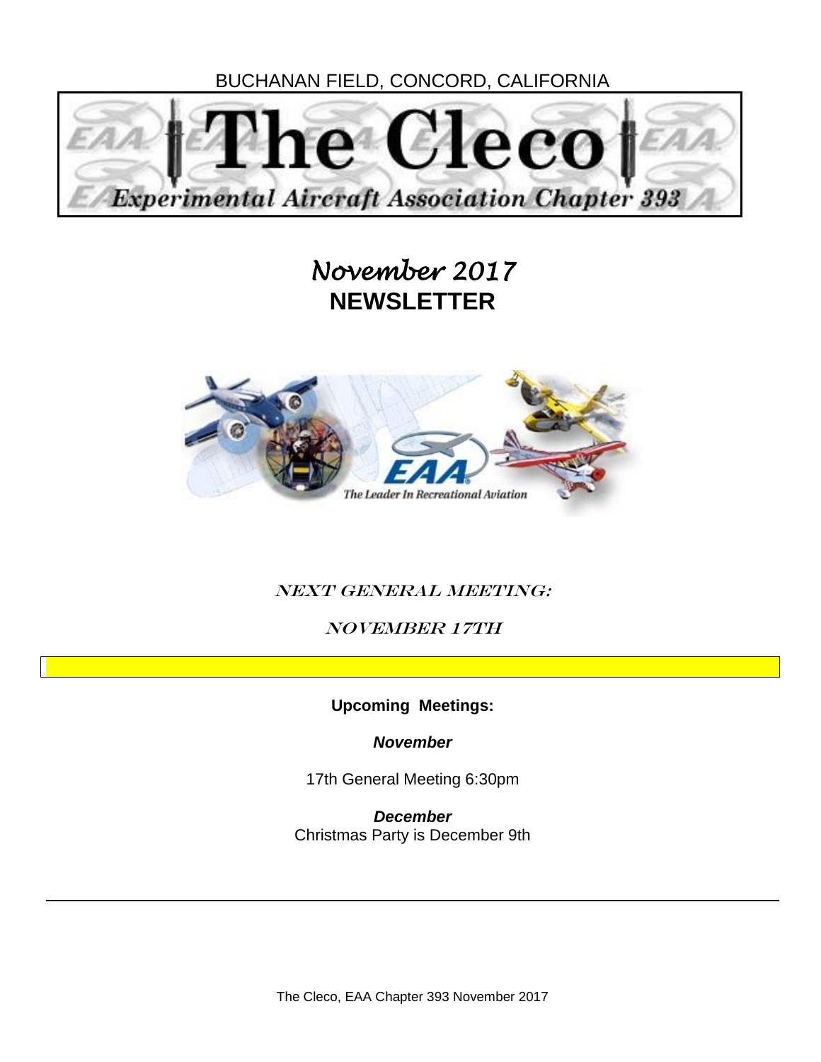BUCHANAN FIELD, CONCORD, CALIFORNIA

# The Cleco

**Experimental Aircraft Association Chapter 393**

## *November 2017*
## **NEWSLETTER**

EAA — The Leader In Recreational Aviation

### NEXT GENERAL MEETING:

### NOVEMBER 17TH

**Upcoming Meetings:**

***November***

17th General Meeting 6:30pm

***December***

Christmas Party is December 9th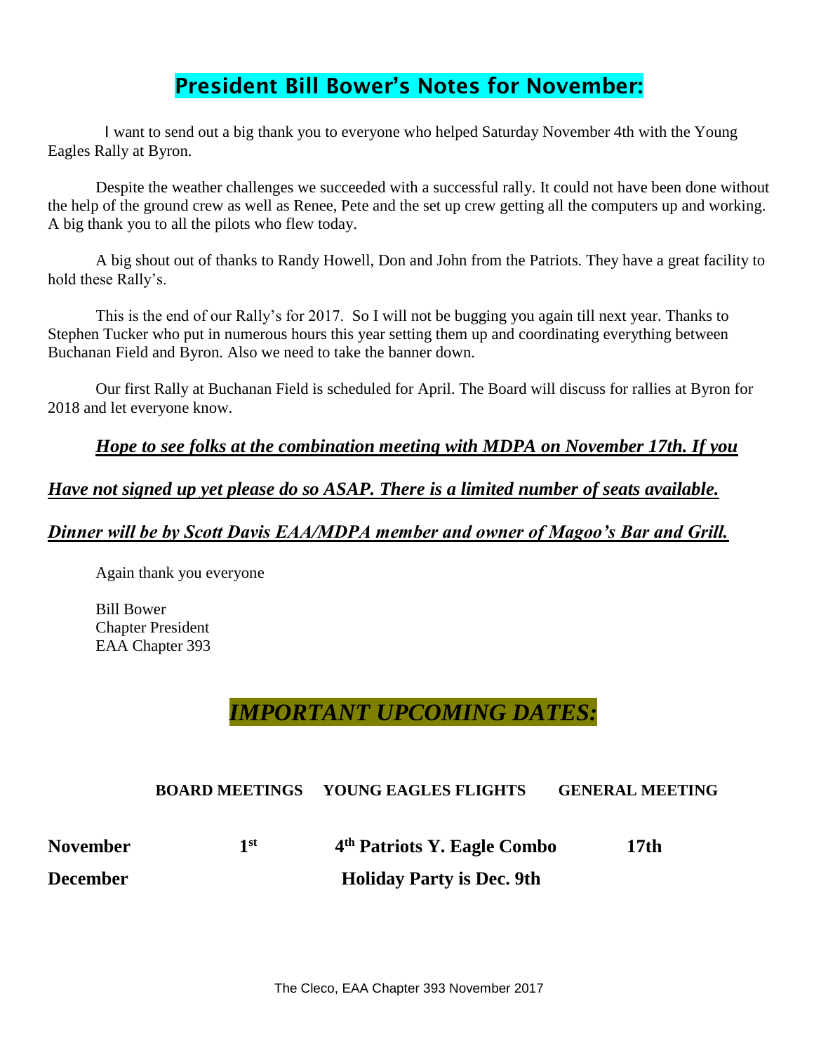## President Bill Bower's Notes for November:

I want to send out a big thank you to everyone who helped Saturday November 4th with the Young Eagles Rally at Byron.

Despite the weather challenges we succeeded with a successful rally. It could not have been done without the help of the ground crew as well as Renee, Pete and the set up crew getting all the computers up and working. A big thank you to all the pilots who flew today.

A big shout out of thanks to Randy Howell, Don and John from the Patriots. They have a great facility to hold these Rally's.

This is the end of our Rally's for 2017. So I will not be bugging you again till next year. Thanks to Stephen Tucker who put in numerous hours this year setting them up and coordinating everything between Buchanan Field and Byron. Also we need to take the banner down.

Our first Rally at Buchanan Field is scheduled for April. The Board will discuss for rallies at Byron for 2018 and let everyone know.

***Hope to see folks at the combination meeting with MDPA on November 17th. If you Have not signed up yet please do so ASAP. There is a limited number of seats available.***

***Dinner will be by Scott Davis EAA/MDPA member and owner of Magoo's Bar and Grill.***

Again thank you everyone

Bill Bower
Chapter President
EAA Chapter 393

## *IMPORTANT UPCOMING DATES:*

| | BOARD MEETINGS | YOUNG EAGLES FLIGHTS | GENERAL MEETING |
|---|---|---|---|
| **November** | **1st** | **4th Patriots Y. Eagle Combo** | **17th** |
| **December** | | **Holiday Party is Dec. 9th** | |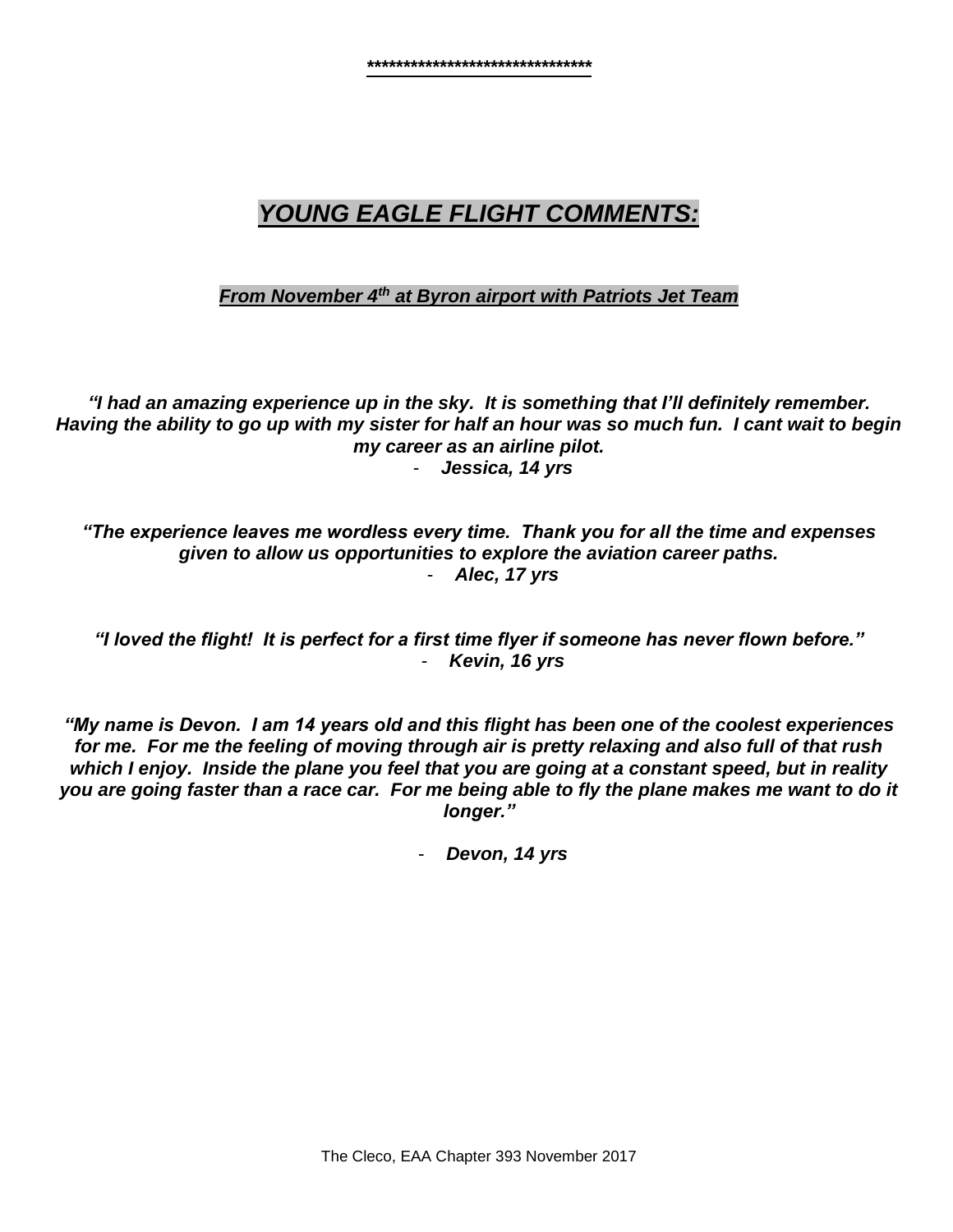*******************************

# ***YOUNG EAGLE FLIGHT COMMENTS:***

***From November 4th at Byron airport with Patriots Jet Team***

***"I had an amazing experience up in the sky. It is something that I'll definitely remember. Having the ability to go up with my sister for half an hour was so much fun. I cant wait to begin my career as an airline pilot.***

- ***Jessica, 14 yrs***

***"The experience leaves me wordless every time. Thank you for all the time and expenses given to allow us opportunities to explore the aviation career paths.***

- ***Alec, 17 yrs***

***"I loved the flight! It is perfect for a first time flyer if someone has never flown before."***

- ***Kevin, 16 yrs***

***"My name is Devon. I am 14 years old and this flight has been one of the coolest experiences for me. For me the feeling of moving through air is pretty relaxing and also full of that rush which I enjoy. Inside the plane you feel that you are going at a constant speed, but in reality you are going faster than a race car. For me being able to fly the plane makes me want to do it longer."***

- ***Devon, 14 yrs***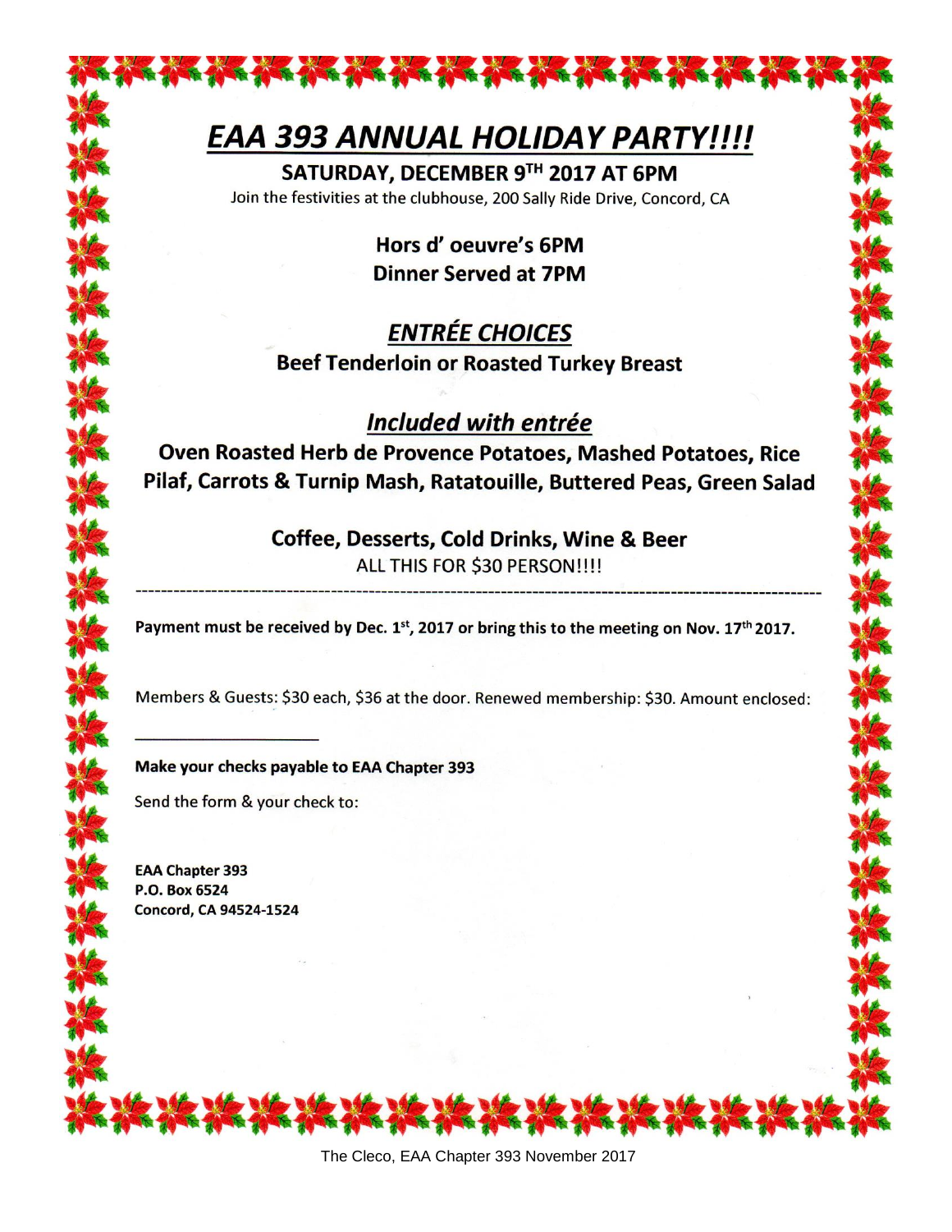# *EAA 393 ANNUAL HOLIDAY PARTY!!!!*

**SATURDAY, DECEMBER 9TH 2017 AT 6PM**

Join the festivities at the clubhouse, 200 Sally Ride Drive, Concord, CA

**Hors d' oeuvre's 6PM**
**Dinner Served at 7PM**

## *ENTRÉE CHOICES*

**Beef Tenderloin or Roasted Turkey Breast**

## *Included with entrée*

**Oven Roasted Herb de Provence Potatoes, Mashed Potatoes, Rice Pilaf, Carrots & Turnip Mash, Ratatouille, Buttered Peas, Green Salad**

**Coffee, Desserts, Cold Drinks, Wine & Beer**

ALL THIS FOR $30 PERSON!!!!

---

**Payment must be received by Dec. 1st, 2017 or bring this to the meeting on Nov. 17th 2017.**

Members & Guests: $30 each, $36 at the door. Renewed membership: $30. Amount enclosed:

\_\_\_\_\_\_\_\_\_\_\_\_\_\_\_\_\_\_\_\_

**Make your checks payable to EAA Chapter 393**

Send the form & your check to:

**EAA Chapter 393**
**P.O. Box 6524**
**Concord, CA 94524-1524**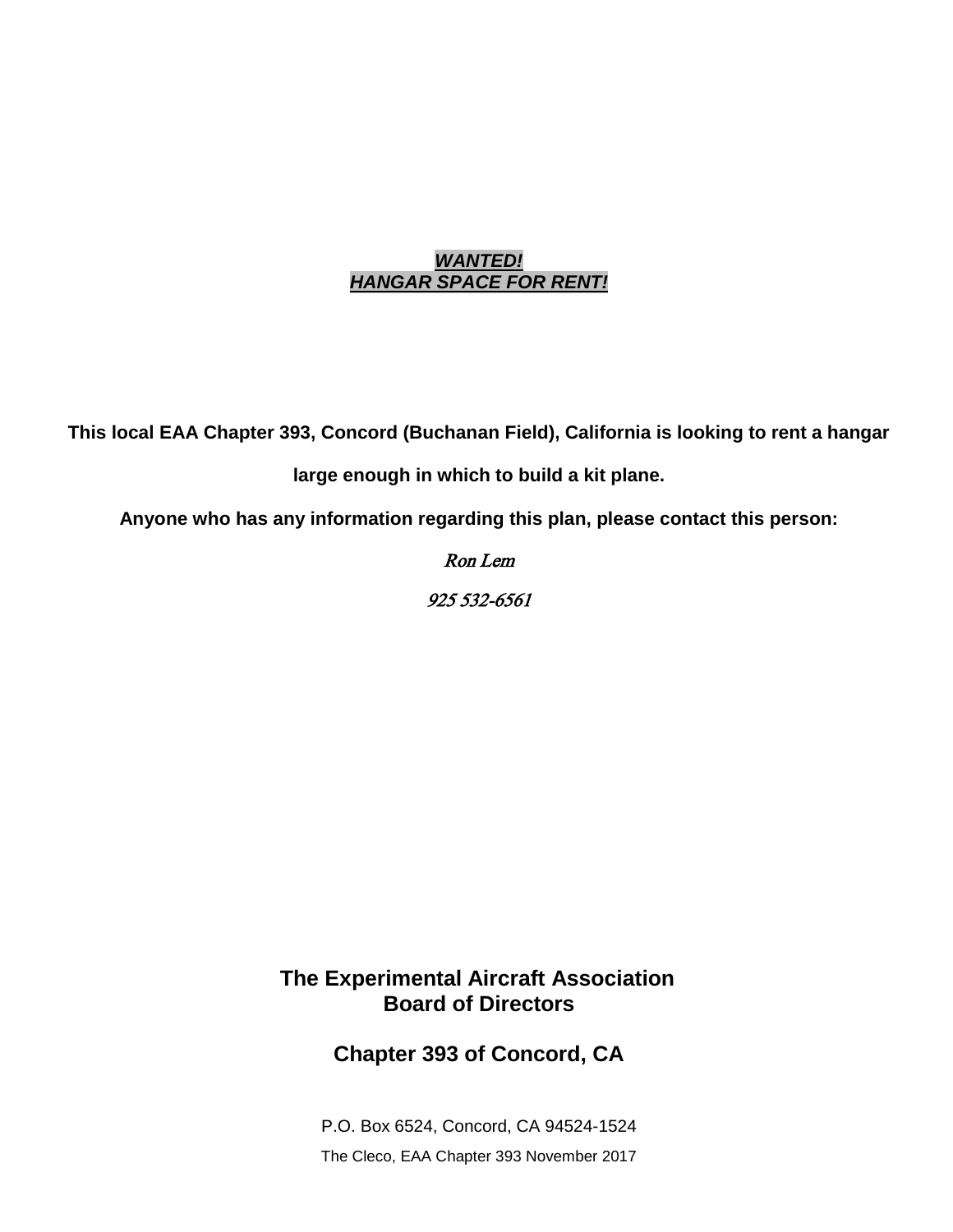**_WANTED!_**
**_HANGAR SPACE FOR RENT!_**

**This local EAA Chapter 393, Concord (Buchanan Field), California is looking to rent a hangar large enough in which to build a kit plane.**

**Anyone who has any information regarding this plan, please contact this person:**

*Ron Lem*

*925 532-6561*

**The Experimental Aircraft Association**
**Board of Directors**

**Chapter 393 of Concord, CA**

P.O. Box 6524, Concord, CA 94524-1524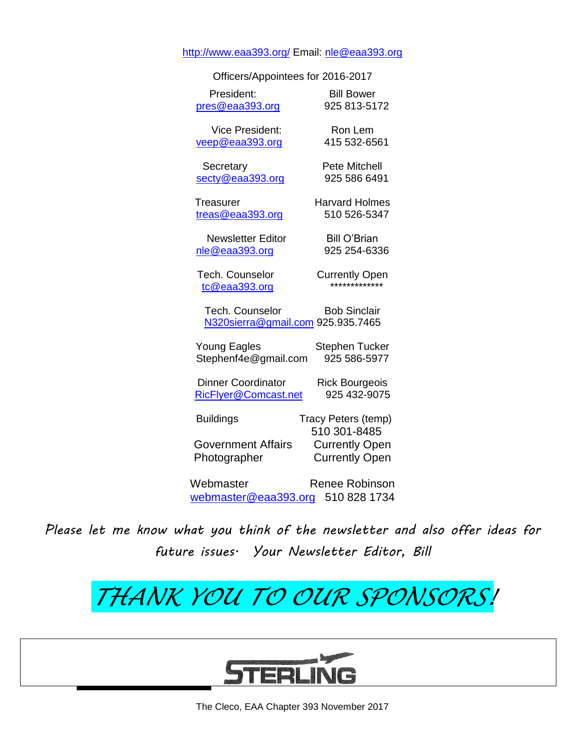http://www.eaa393.org/ Email: nle@eaa393.org

Officers/Appointees for 2016-2017

| Position | Name / Phone |
| --- | --- |
| President: pres@eaa393.org | Bill Bower 925 813-5172 |
| Vice President: veep@eaa393.org | Ron Lem 415 532-6561 |
| Secretary secty@eaa393.org | Pete Mitchell 925 586 6491 |
| Treasurer treas@eaa393.org | Harvard Holmes 510 526-5347 |
| Newsletter Editor nle@eaa393.org | Bill O'Brian 925 254-6336 |
| Tech. Counselor tc@eaa393.org | Currently Open ************* |
| Tech. Counselor N320sierra@gmail.com | Bob Sinclair 925.935.7465 |
| Young Eagles Stephenf4e@gmail.com | Stephen Tucker 925 586-5977 |
| Dinner Coordinator RicFlyer@Comcast.net | Rick Bourgeois 925 432-9075 |
| Buildings | Tracy Peters (temp) 510 301-8485 |
| Government Affairs | Currently Open |
| Photographer | Currently Open |
| Webmaster webmaster@eaa393.org | Renee Robinson 510 828 1734 |

*Please let me know what you think of the newsletter and also offer ideas for future issues. Your Newsletter Editor, Bill*

# *THANK YOU TO OUR SPONSORS!*

STERLING

The Cleco, EAA Chapter 393 November 2017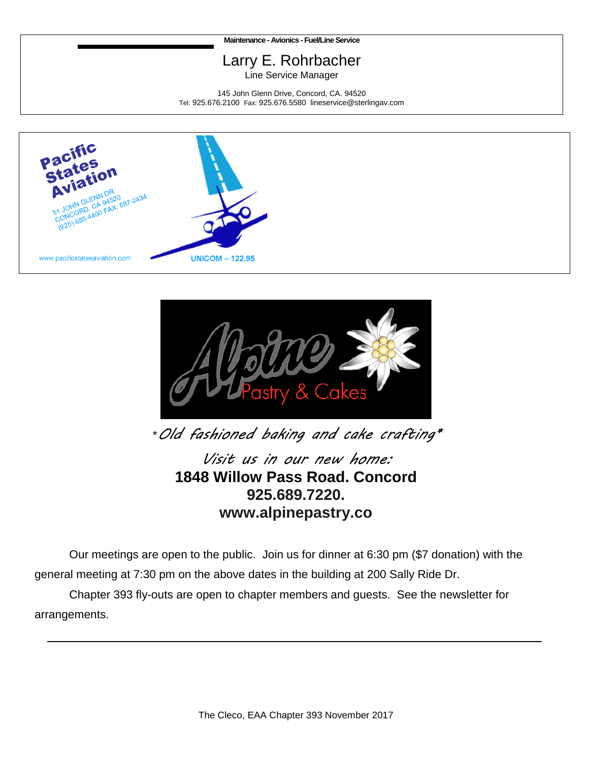Maintenance - Avionics - Fuel/Line Service

Larry E. Rohrbacher

Line Service Manager

145 John Glenn Drive, Concord, CA. 94520

Tel: 925.676.2100 Fax: 925.676.5580 lineservice@sterlingav.com

Pacific States Aviation

51 JOHN GLENN DR.
CONCORD, CA 94520
(925) 685-4400 FAX: 687-2434

www.pacificstatesaviation.com

UNICOM – 122.95

Alpine Pastry & Cakes

*Old fashioned baking and cake crafting*

Visit us in our new home:

**1848 Willow Pass Road. Concord**

**925.689.7220.**

**www.alpinepastry.co**

Our meetings are open to the public. Join us for dinner at 6:30 pm ($7 donation) with the general meeting at 7:30 pm on the above dates in the building at 200 Sally Ride Dr.

Chapter 393 fly-outs are open to chapter members and guests. See the newsletter for arrangements.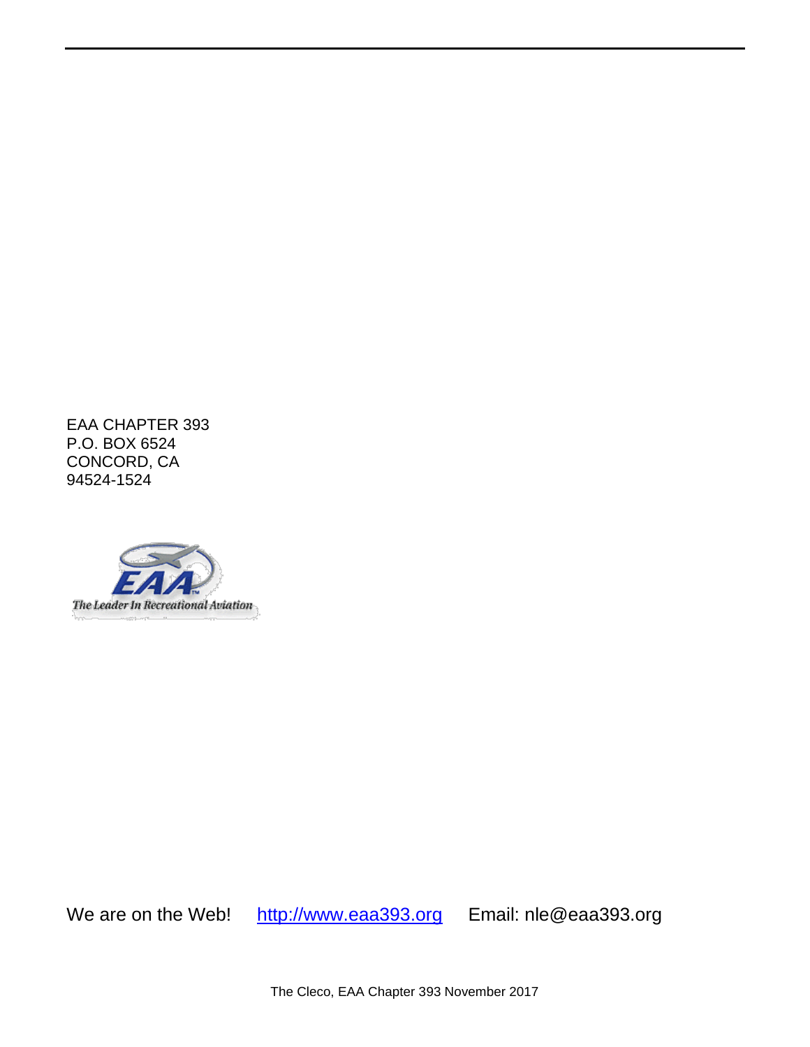EAA CHAPTER 393
P.O. BOX 6524
CONCORD, CA
94524-1524

The Leader In Recreational Aviation

We are on the Web! http://www.eaa393.org Email: nle@eaa393.org